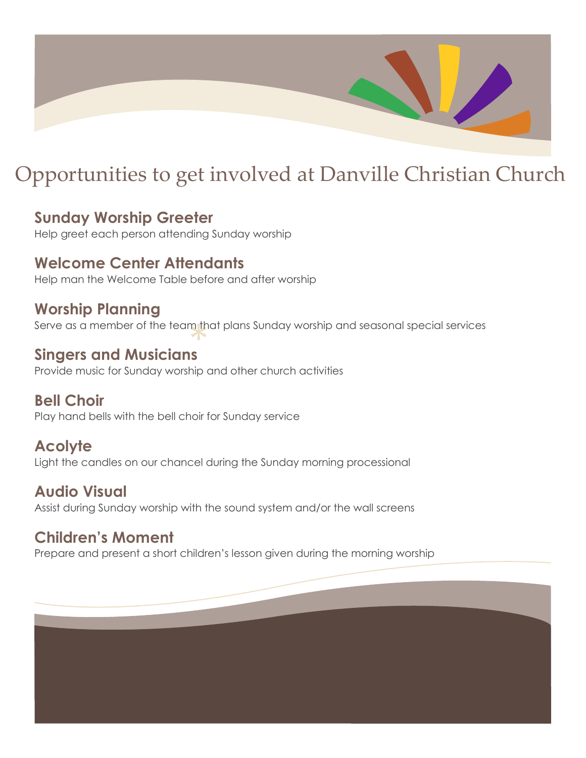# Opportunities to get involved at Danville Christian Church

## Sunday Worship Greeter
Help greet each person attending Sunday worship

## Welcome Center Attendants
Help man the Welcome Table before and after worship

## Worship Planning
Serve as a member of the team that plans Sunday worship and seasonal special services

## Singers and Musicians
Provide music for Sunday worship and other church activities

## Bell Choir
Play hand bells with the bell choir for Sunday service

## Acolyte
Light the candles on our chancel during the Sunday morning processional

## Audio Visual
Assist during Sunday worship with the sound system and/or the wall screens

## Children's Moment
Prepare and present a short children's lesson given during the morning worship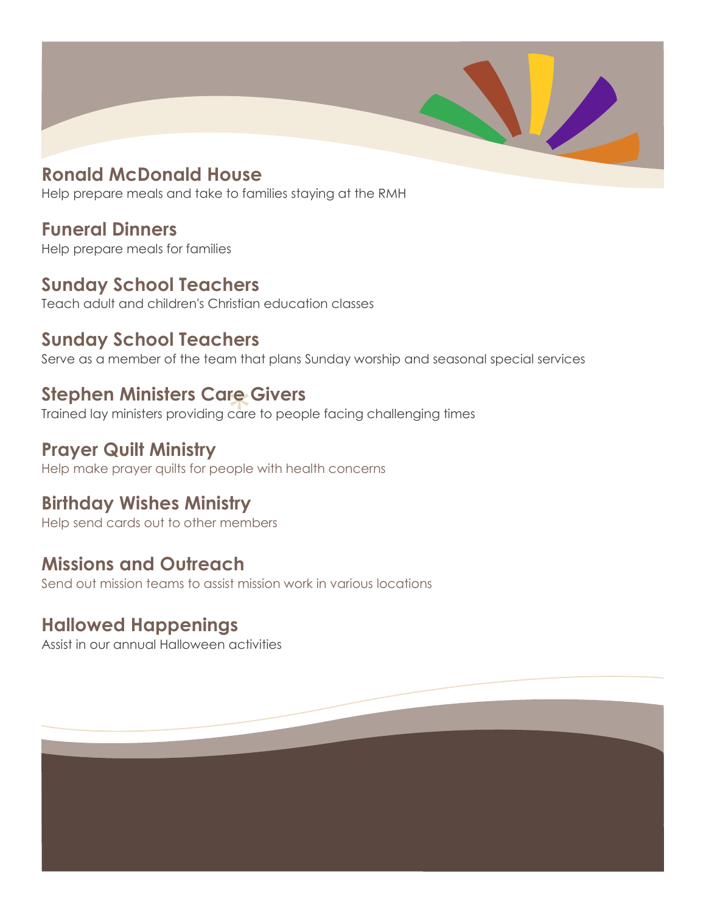## Ronald McDonald House
Help prepare meals and take to families staying at the RMH

## Funeral Dinners
Help prepare meals for families

## Sunday School Teachers
Teach adult and children's Christian education classes

## Sunday School Teachers
Serve as a member of the team that plans Sunday worship and seasonal special services

## Stephen Ministers Care Givers
Trained lay ministers providing care to people facing challenging times

## Prayer Quilt Ministry
Help make prayer quilts for people with health concerns

## Birthday Wishes Ministry
Help send cards out to other members

## Missions and Outreach
Send out mission teams to assist mission work in various locations

## Hallowed Happenings
Assist in our annual Halloween activities